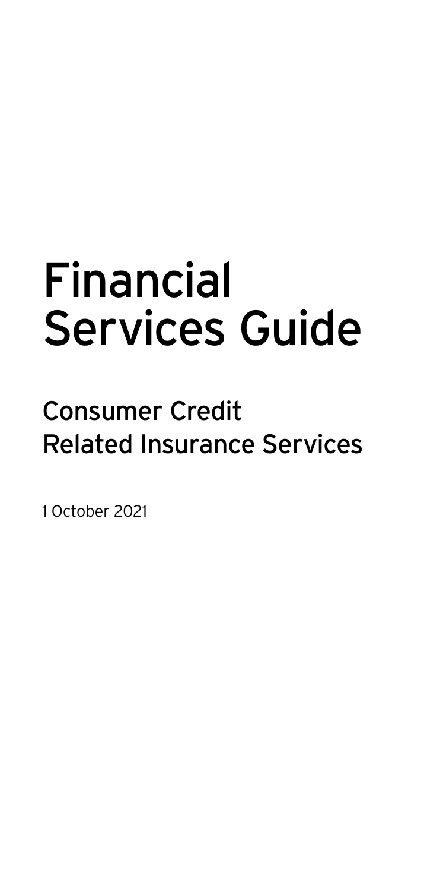# Financial Services Guide

## Consumer Credit Related Insurance Services

1 October 2021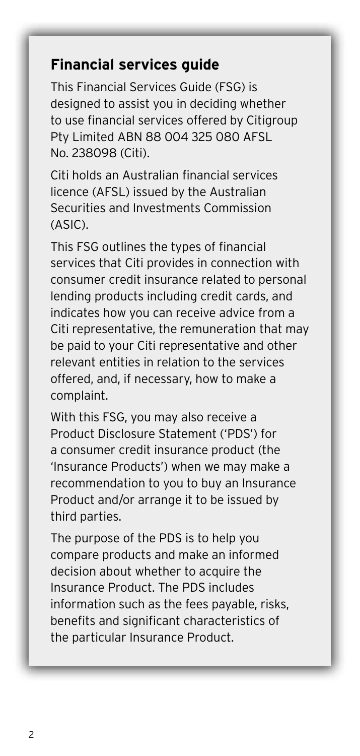## Financial services guide

This Financial Services Guide (FSG) is designed to assist you in deciding whether to use financial services offered by Citigroup Pty Limited ABN 88 004 325 080 AFSL No. 238098 (Citi).

Citi holds an Australian financial services licence (AFSL) issued by the Australian Securities and Investments Commission (ASIC).

This FSG outlines the types of financial services that Citi provides in connection with consumer credit insurance related to personal lending products including credit cards, and indicates how you can receive advice from a Citi representative, the remuneration that may be paid to your Citi representative and other relevant entities in relation to the services offered, and, if necessary, how to make a complaint.

With this FSG, you may also receive a Product Disclosure Statement ('PDS') for a consumer credit insurance product (the 'Insurance Products') when we may make a recommendation to you to buy an Insurance Product and/or arrange it to be issued by third parties.

The purpose of the PDS is to help you compare products and make an informed decision about whether to acquire the Insurance Product. The PDS includes information such as the fees payable, risks, benefits and significant characteristics of the particular Insurance Product.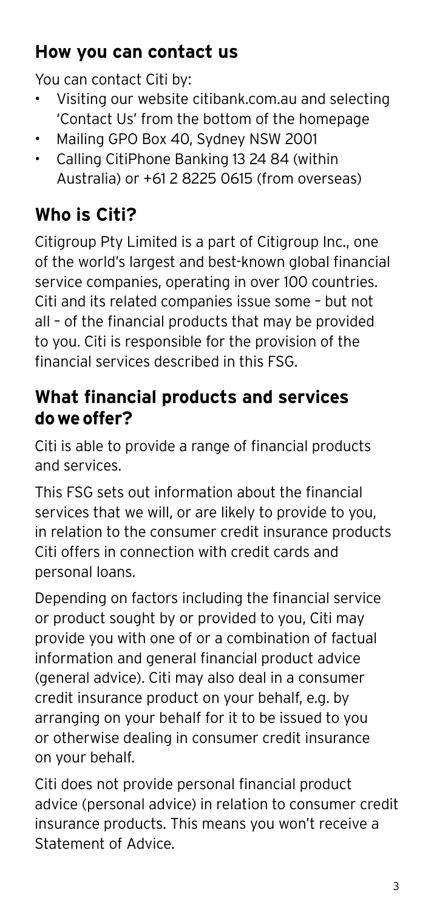## How you can contact us

You can contact Citi by:

- Visiting our website citibank.com.au and selecting 'Contact Us' from the bottom of the homepage
- Mailing GPO Box 40, Sydney NSW 2001
- Calling CitiPhone Banking 13 24 84 (within Australia) or +61 2 8225 0615 (from overseas)

## Who is Citi?

Citigroup Pty Limited is a part of Citigroup Inc., one of the world's largest and best-known global financial service companies, operating in over 100 countries. Citi and its related companies issue some – but not all – of the financial products that may be provided to you. Citi is responsible for the provision of the financial services described in this FSG.

## What financial products and services do we offer?

Citi is able to provide a range of financial products and services.

This FSG sets out information about the financial services that we will, or are likely to provide to you, in relation to the consumer credit insurance products Citi offers in connection with credit cards and personal loans.

Depending on factors including the financial service or product sought by or provided to you, Citi may provide you with one of or a combination of factual information and general financial product advice (general advice). Citi may also deal in a consumer credit insurance product on your behalf, e.g. by arranging on your behalf for it to be issued to you or otherwise dealing in consumer credit insurance on your behalf.

Citi does not provide personal financial product advice (personal advice) in relation to consumer credit insurance products. This means you won't receive a Statement of Advice.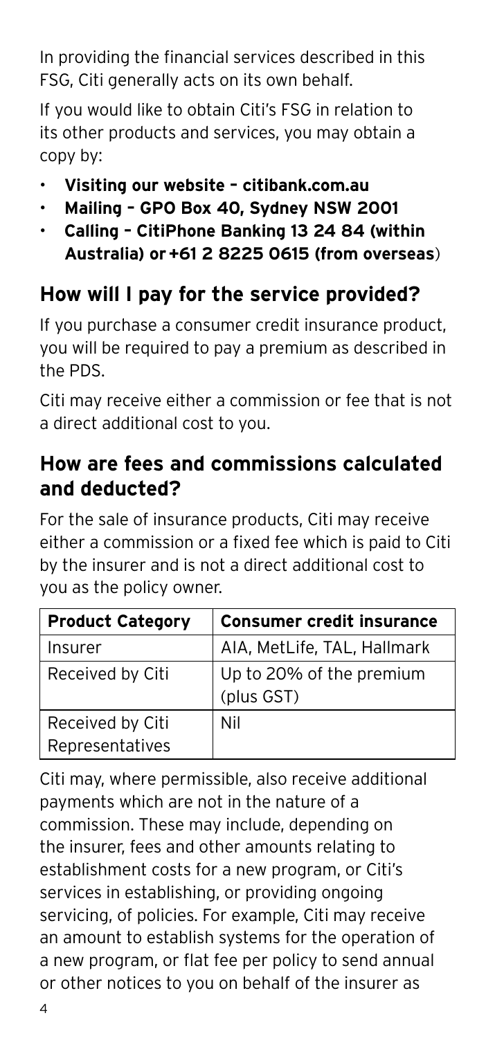In providing the financial services described in this FSG, Citi generally acts on its own behalf.

If you would like to obtain Citi's FSG in relation to its other products and services, you may obtain a copy by:

- **Visiting our website – citibank.com.au**
- **Mailing – GPO Box 40, Sydney NSW 2001**
- **Calling – CitiPhone Banking 13 24 84 (within Australia) or +61 2 8225 0615 (from overseas)**

## How will I pay for the service provided?

If you purchase a consumer credit insurance product, you will be required to pay a premium as described in the PDS.

Citi may receive either a commission or fee that is not a direct additional cost to you.

## How are fees and commissions calculated and deducted?

For the sale of insurance products, Citi may receive either a commission or a fixed fee which is paid to Citi by the insurer and is not a direct additional cost to you as the policy owner.

| **Product Category** | **Consumer credit insurance** |
|---|---|
| Insurer | AIA, MetLife, TAL, Hallmark |
| Received by Citi | Up to 20% of the premium (plus GST) |
| Received by Citi Representatives | Nil |

Citi may, where permissible, also receive additional payments which are not in the nature of a commission. These may include, depending on the insurer, fees and other amounts relating to establishment costs for a new program, or Citi's services in establishing, or providing ongoing servicing, of policies. For example, Citi may receive an amount to establish systems for the operation of a new program, or flat fee per policy to send annual or other notices to you on behalf of the insurer as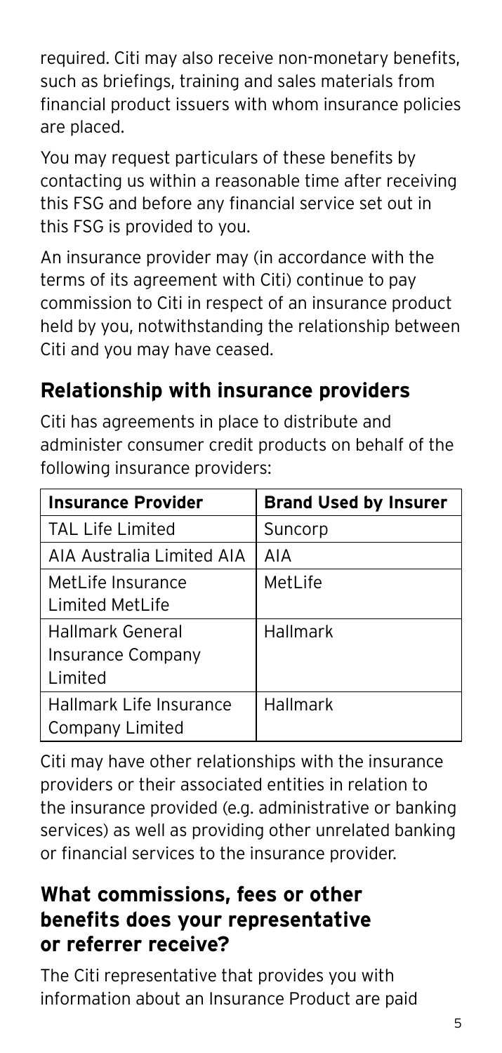required. Citi may also receive non-monetary benefits, such as briefings, training and sales materials from financial product issuers with whom insurance policies are placed.

You may request particulars of these benefits by contacting us within a reasonable time after receiving this FSG and before any financial service set out in this FSG is provided to you.

An insurance provider may (in accordance with the terms of its agreement with Citi) continue to pay commission to Citi in respect of an insurance product held by you, notwithstanding the relationship between Citi and you may have ceased.

## Relationship with insurance providers

Citi has agreements in place to distribute and administer consumer credit products on behalf of the following insurance providers:

| Insurance Provider | Brand Used by Insurer |
|---|---|
| TAL Life Limited | Suncorp |
| AIA Australia Limited AIA | AIA |
| MetLife Insurance Limited MetLife | MetLife |
| Hallmark General Insurance Company Limited | Hallmark |
| Hallmark Life Insurance Company Limited | Hallmark |

Citi may have other relationships with the insurance providers or their associated entities in relation to the insurance provided (e.g. administrative or banking services) as well as providing other unrelated banking or financial services to the insurance provider.

## What commissions, fees or other benefits does your representative or referrer receive?

The Citi representative that provides you with information about an Insurance Product are paid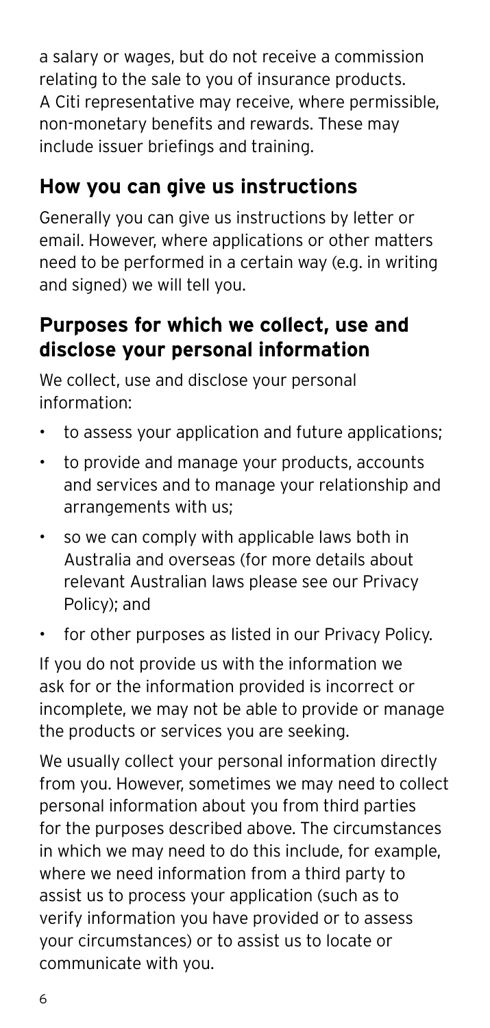a salary or wages, but do not receive a commission relating to the sale to you of insurance products. A Citi representative may receive, where permissible, non-monetary benefits and rewards. These may include issuer briefings and training.

## How you can give us instructions

Generally you can give us instructions by letter or email. However, where applications or other matters need to be performed in a certain way (e.g. in writing and signed) we will tell you.

## Purposes for which we collect, use and disclose your personal information

We collect, use and disclose your personal information:

- to assess your application and future applications;
- to provide and manage your products, accounts and services and to manage your relationship and arrangements with us;
- so we can comply with applicable laws both in Australia and overseas (for more details about relevant Australian laws please see our Privacy Policy); and
- for other purposes as listed in our Privacy Policy.

If you do not provide us with the information we ask for or the information provided is incorrect or incomplete, we may not be able to provide or manage the products or services you are seeking.

We usually collect your personal information directly from you. However, sometimes we may need to collect personal information about you from third parties for the purposes described above. The circumstances in which we may need to do this include, for example, where we need information from a third party to assist us to process your application (such as to verify information you have provided or to assess your circumstances) or to assist us to locate or communicate with you.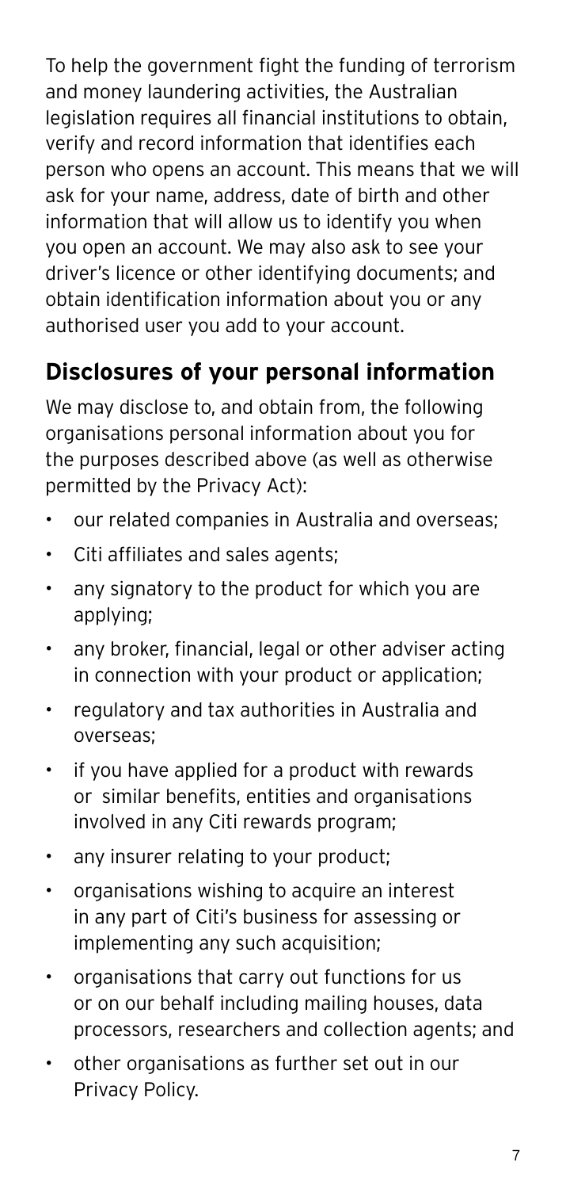To help the government fight the funding of terrorism and money laundering activities, the Australian legislation requires all financial institutions to obtain, verify and record information that identifies each person who opens an account. This means that we will ask for your name, address, date of birth and other information that will allow us to identify you when you open an account. We may also ask to see your driver's licence or other identifying documents; and obtain identification information about you or any authorised user you add to your account.

## Disclosures of your personal information

We may disclose to, and obtain from, the following organisations personal information about you for the purposes described above (as well as otherwise permitted by the Privacy Act):

- our related companies in Australia and overseas;
- Citi affiliates and sales agents;
- any signatory to the product for which you are applying;
- any broker, financial, legal or other adviser acting in connection with your product or application;
- regulatory and tax authorities in Australia and overseas;
- if you have applied for a product with rewards or similar benefits, entities and organisations involved in any Citi rewards program;
- any insurer relating to your product;
- organisations wishing to acquire an interest in any part of Citi's business for assessing or implementing any such acquisition;
- organisations that carry out functions for us or on our behalf including mailing houses, data processors, researchers and collection agents; and
- other organisations as further set out in our Privacy Policy.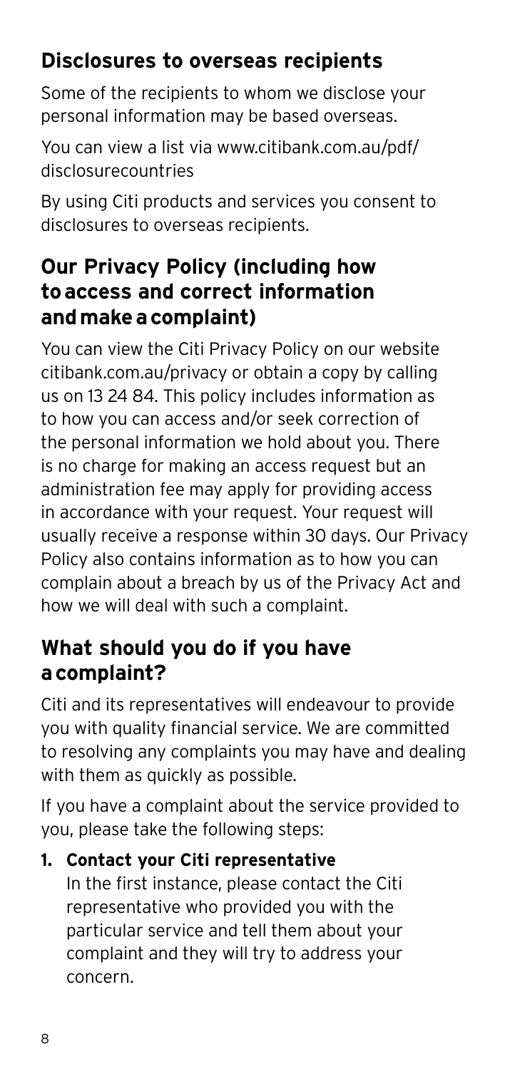## Disclosures to overseas recipients

Some of the recipients to whom we disclose your personal information may be based overseas.

You can view a list via www.citibank.com.au/pdf/disclosurecountries

By using Citi products and services you consent to disclosures to overseas recipients.

## Our Privacy Policy (including how to access and correct information and make a complaint)

You can view the Citi Privacy Policy on our website citibank.com.au/privacy or obtain a copy by calling us on 13 24 84. This policy includes information as to how you can access and/or seek correction of the personal information we hold about you. There is no charge for making an access request but an administration fee may apply for providing access in accordance with your request. Your request will usually receive a response within 30 days. Our Privacy Policy also contains information as to how you can complain about a breach by us of the Privacy Act and how we will deal with such a complaint.

## What should you do if you have a complaint?

Citi and its representatives will endeavour to provide you with quality financial service. We are committed to resolving any complaints you may have and dealing with them as quickly as possible.

If you have a complaint about the service provided to you, please take the following steps:

1. **Contact your Citi representative**
   In the first instance, please contact the Citi representative who provided you with the particular service and tell them about your complaint and they will try to address your concern.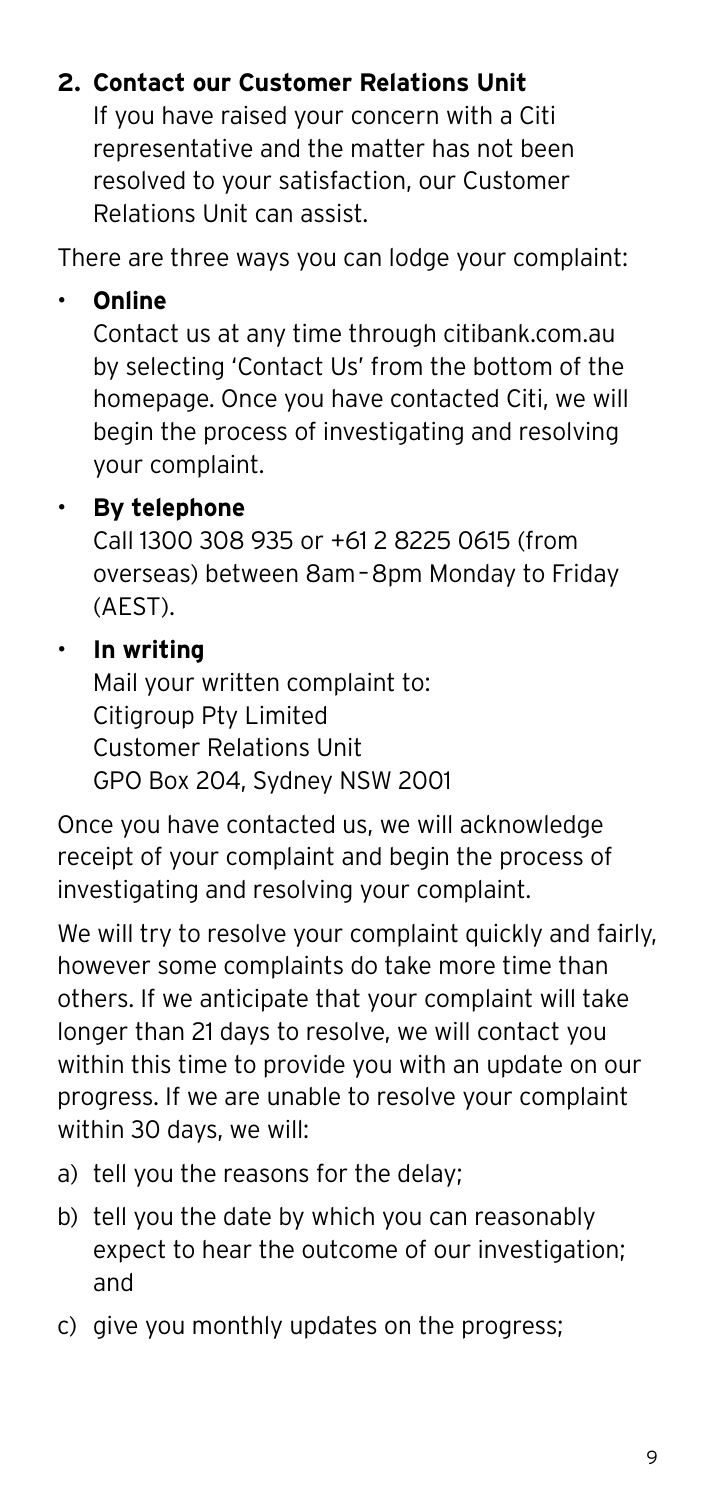## 2. Contact our Customer Relations Unit

If you have raised your concern with a Citi representative and the matter has not been resolved to your satisfaction, our Customer Relations Unit can assist.

There are three ways you can lodge your complaint:

- **Online**
  Contact us at any time through citibank.com.au by selecting 'Contact Us' from the bottom of the homepage. Once you have contacted Citi, we will begin the process of investigating and resolving your complaint.
- **By telephone**
  Call 1300 308 935 or +61 2 8225 0615 (from overseas) between 8am – 8pm Monday to Friday (AEST).
- **In writing**
  Mail your written complaint to:
  Citigroup Pty Limited
  Customer Relations Unit
  GPO Box 204, Sydney NSW 2001

Once you have contacted us, we will acknowledge receipt of your complaint and begin the process of investigating and resolving your complaint.

We will try to resolve your complaint quickly and fairly, however some complaints do take more time than others. If we anticipate that your complaint will take longer than 21 days to resolve, we will contact you within this time to provide you with an update on our progress. If we are unable to resolve your complaint within 30 days, we will:

a) tell you the reasons for the delay;

b) tell you the date by which you can reasonably expect to hear the outcome of our investigation; and

c) give you monthly updates on the progress;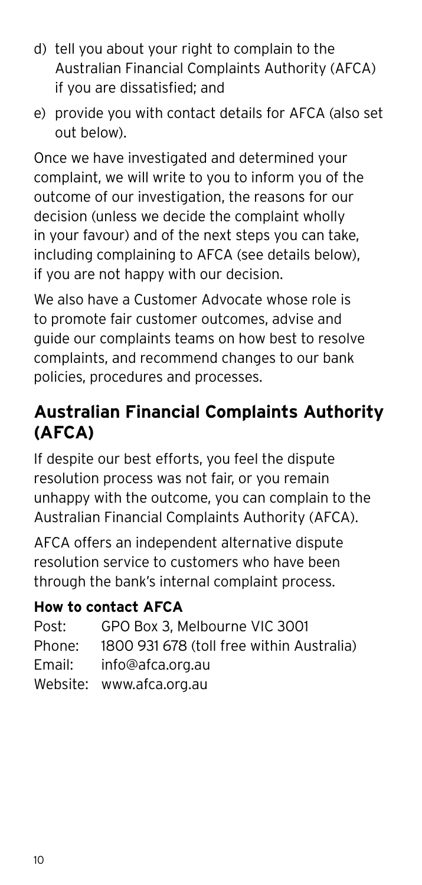d) tell you about your right to complain to the Australian Financial Complaints Authority (AFCA) if you are dissatisfied; and

e) provide you with contact details for AFCA (also set out below).

Once we have investigated and determined your complaint, we will write to you to inform you of the outcome of our investigation, the reasons for our decision (unless we decide the complaint wholly in your favour) and of the next steps you can take, including complaining to AFCA (see details below), if you are not happy with our decision.

We also have a Customer Advocate whose role is to promote fair customer outcomes, advise and guide our complaints teams on how best to resolve complaints, and recommend changes to our bank policies, procedures and processes.

## Australian Financial Complaints Authority (AFCA)

If despite our best efforts, you feel the dispute resolution process was not fair, or you remain unhappy with the outcome, you can complain to the Australian Financial Complaints Authority (AFCA).

AFCA offers an independent alternative dispute resolution service to customers who have been through the bank's internal complaint process.

### How to contact AFCA

Post: GPO Box 3, Melbourne VIC 3001
Phone: 1800 931 678 (toll free within Australia)
Email: info@afca.org.au
Website: www.afca.org.au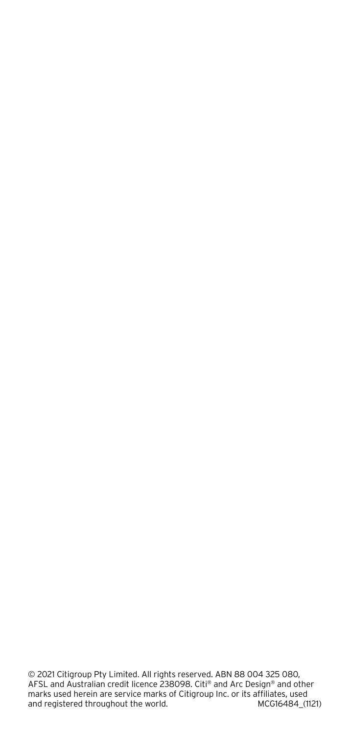© 2021 Citigroup Pty Limited. All rights reserved. ABN 88 004 325 080, AFSL and Australian credit licence 238098. Citi® and Arc Design® and other marks used herein are service marks of Citigroup Inc. or its affiliates, used and registered throughout the world. MCG16484_(1121)